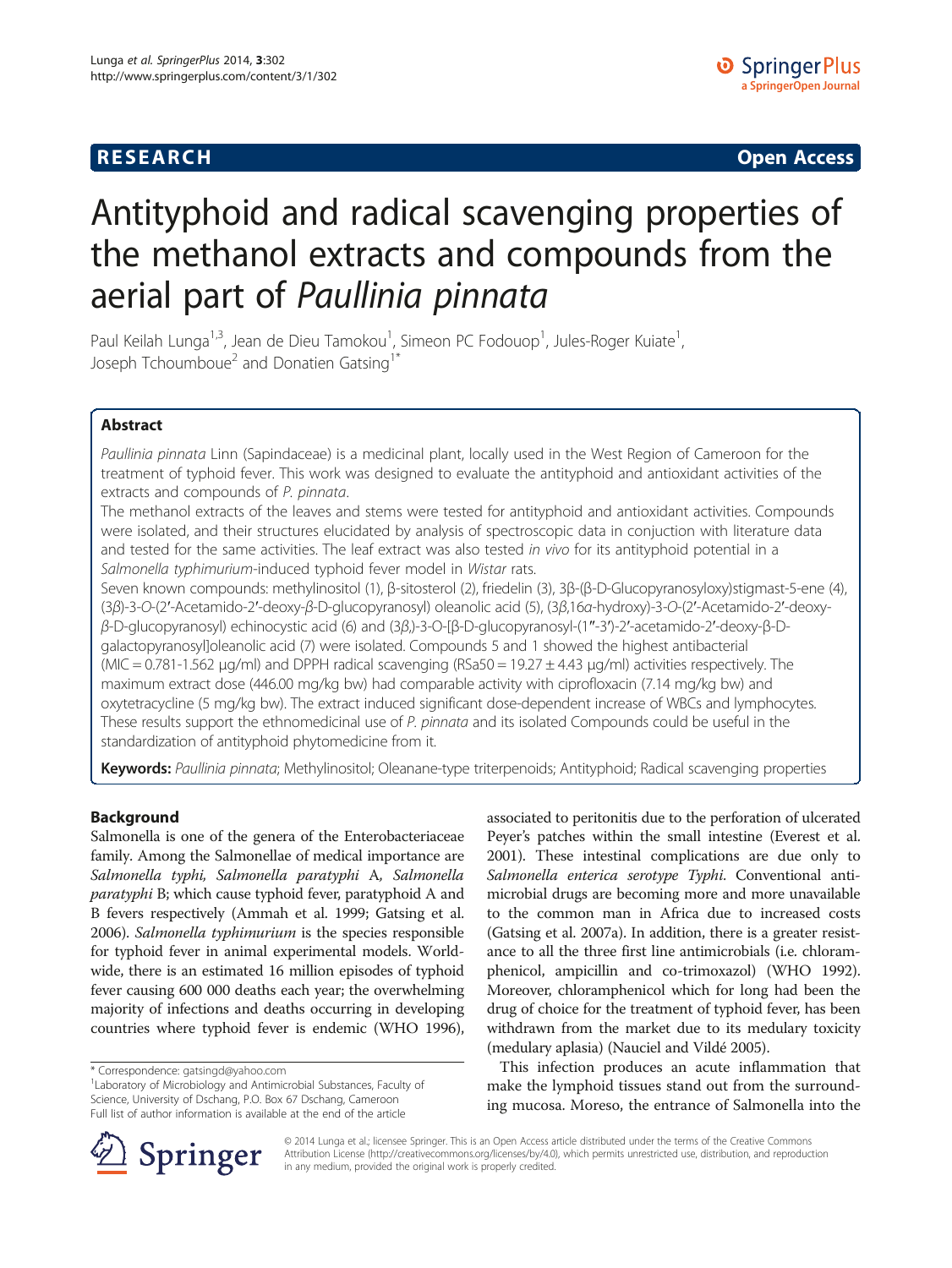**RESEARCH** **Open Access**

# Antityphoid and radical scavenging properties of the methanol extracts and compounds from the aerial part of *Paullinia pinnata*

Paul Keilah Lunga[1,3], Jean de Dieu Tamokou[1], Simeon PC Fodouop[1], Jules-Roger Kuiate[1], Joseph Tchoumboue[2] and Donatien Gatsing[1*]

## Abstract

*Paullinia pinnata* Linn (Sapindaceae) is a medicinal plant, locally used in the West Region of Cameroon for the treatment of typhoid fever. This work was designed to evaluate the antityphoid and antioxidant activities of the extracts and compounds of *P. pinnata*.

The methanol extracts of the leaves and stems were tested for antityphoid and antioxidant activities. Compounds were isolated, and their structures elucidated by analysis of spectroscopic data in conjuction with literature data and tested for the same activities. The leaf extract was also tested *in vivo* for its antityphoid potential in a *Salmonella typhimurium*-induced typhoid fever model in *Wistar* rats.

Seven known compounds: methylinositol (1), β-sitosterol (2), friedelin (3), 3β-(β-D-Glucopyranosyloxy)stigmast-5-ene (4), (3*β*)-3-*O*-(2′-Acetamido-2′-deoxy-*β*-D-glucopyranosyl) oleanolic acid (5), (3*β*,16*α*-hydroxy)-3-*O*-(2′-Acetamido-2′-deoxy-*β*-D-glucopyranosyl) echinocystic acid (6) and (3*β*,)-3-O-[β-D-glucopyranosyl-(1″-3′)-2′-acetamido-2′-deoxy-β-D-galactopyranosyl]oleanolic acid (7) were isolated. Compounds 5 and 1 showed the highest antibacterial (MIC = 0.781-1.562 μg/ml) and DPPH radical scavenging (RSa50 = 19.27 ± 4.43 μg/ml) activities respectively. The maximum extract dose (446.00 mg/kg bw) had comparable activity with ciprofloxacin (7.14 mg/kg bw) and oxytetracycline (5 mg/kg bw). The extract induced significant dose-dependent increase of WBCs and lymphocytes. These results support the ethnomedicinal use of *P. pinnata* and its isolated Compounds could be useful in the standardization of antityphoid phytomedicine from it.

**Keywords:** *Paullinia pinnata*; Methylinositol; Oleanane-type triterpenoids; Antityphoid; Radical scavenging properties

## Background

Salmonella is one of the genera of the Enterobacteriaceae family. Among the Salmonellae of medical importance are *Salmonella typhi, Salmonella paratyphi* A*, Salmonella paratyphi* B; which cause typhoid fever, paratyphoid A and B fevers respectively (Ammah et al. 1999; Gatsing et al. 2006). *Salmonella typhimurium* is the species responsible for typhoid fever in animal experimental models. Worldwide, there is an estimated 16 million episodes of typhoid fever causing 600 000 deaths each year; the overwhelming majority of infections and deaths occurring in developing countries where typhoid fever is endemic (WHO 1996), associated to peritonitis due to the perforation of ulcerated Peyer's patches within the small intestine (Everest et al. 2001). These intestinal complications are due only to *Salmonella enterica serotype Typhi*. Conventional antimicrobial drugs are becoming more and more unavailable to the common man in Africa due to increased costs (Gatsing et al. 2007a). In addition, there is a greater resistance to all the three first line antimicrobials (i.e. chloramphenicol, ampicillin and co-trimoxazol) (WHO 1992). Moreover, chloramphenicol which for long had been the drug of choice for the treatment of typhoid fever, has been withdrawn from the market due to its medulary toxicity (medulary aplasia) (Nauciel and Vildé 2005).

This infection produces an acute inflammation that make the lymphoid tissues stand out from the surrounding mucosa. Moreso, the entrance of Salmonella into the

\* Correspondence: gatsingd@yahoo.com
[1]Laboratory of Microbiology and Antimicrobial Substances, Faculty of Science, University of Dschang, P.O. Box 67 Dschang, Cameroon
Full list of author information is available at the end of the article

© 2014 Lunga et al.; licensee Springer. This is an Open Access article distributed under the terms of the Creative Commons Attribution License (http://creativecommons.org/licenses/by/4.0), which permits unrestricted use, distribution, and reproduction in any medium, provided the original work is properly credited.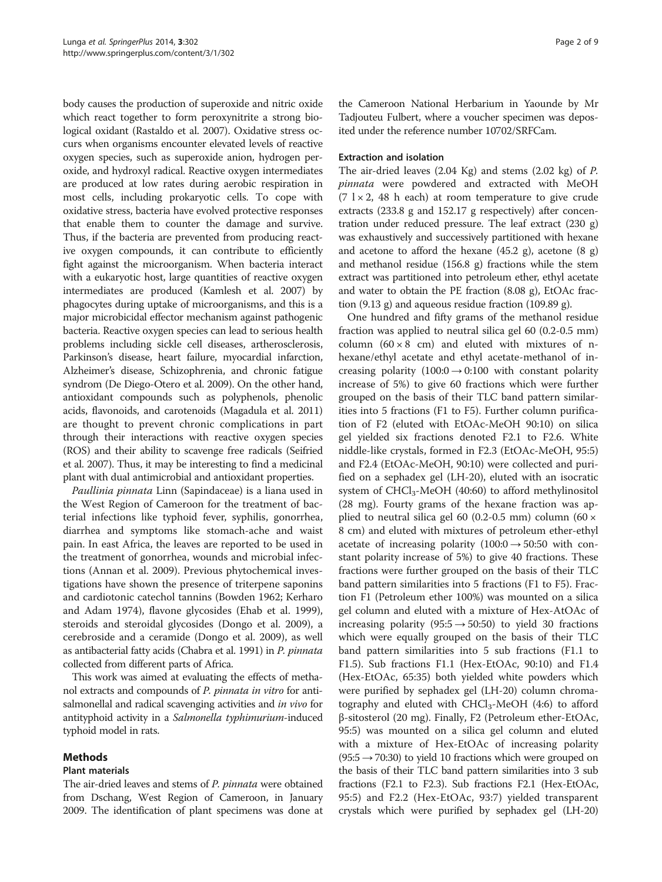body causes the production of superoxide and nitric oxide which react together to form peroxynitrite a strong biological oxidant (Rastaldo et al. 2007). Oxidative stress occurs when organisms encounter elevated levels of reactive oxygen species, such as superoxide anion, hydrogen peroxide, and hydroxyl radical. Reactive oxygen intermediates are produced at low rates during aerobic respiration in most cells, including prokaryotic cells. To cope with oxidative stress, bacteria have evolved protective responses that enable them to counter the damage and survive. Thus, if the bacteria are prevented from producing reactive oxygen compounds, it can contribute to efficiently fight against the microorganism. When bacteria interact with a eukaryotic host, large quantities of reactive oxygen intermediates are produced (Kamlesh et al. 2007) by phagocytes during uptake of microorganisms, and this is a major microbicidal effector mechanism against pathogenic bacteria. Reactive oxygen species can lead to serious health problems including sickle cell diseases, artherosclerosis, Parkinson's disease, heart failure, myocardial infarction, Alzheimer's disease, Schizophrenia, and chronic fatigue syndrom (De Diego-Otero et al. 2009). On the other hand, antioxidant compounds such as polyphenols, phenolic acids, flavonoids, and carotenoids (Magadula et al. 2011) are thought to prevent chronic complications in part through their interactions with reactive oxygen species (ROS) and their ability to scavenge free radicals (Seifried et al. 2007). Thus, it may be interesting to find a medicinal plant with dual antimicrobial and antioxidant properties.

*Paullinia pinnata* Linn (Sapindaceae) is a liana used in the West Region of Cameroon for the treatment of bacterial infections like typhoid fever, syphilis, gonorrhea, diarrhea and symptoms like stomach-ache and waist pain. In east Africa, the leaves are reported to be used in the treatment of gonorrhea, wounds and microbial infections (Annan et al. 2009). Previous phytochemical investigations have shown the presence of triterpene saponins and cardiotonic catechol tannins (Bowden 1962; Kerharo and Adam 1974), flavone glycosides (Ehab et al. 1999), steroids and steroidal glycosides (Dongo et al. 2009), a cerebroside and a ceramide (Dongo et al. 2009), as well as antibacterial fatty acids (Chabra et al. 1991) in *P. pinnata* collected from different parts of Africa.

This work was aimed at evaluating the effects of methanol extracts and compounds of *P. pinnata in vitro* for antisalmonellal and radical scavenging activities and *in vivo* for antityphoid activity in a *Salmonella typhimurium*-induced typhoid model in rats.

## Methods

### Plant materials

The air-dried leaves and stems of *P. pinnata* were obtained from Dschang, West Region of Cameroon, in January 2009. The identification of plant specimens was done at the Cameroon National Herbarium in Yaounde by Mr Tadjouteu Fulbert, where a voucher specimen was deposited under the reference number 10702/SRFCam.

### Extraction and isolation

The air-dried leaves (2.04 Kg) and stems (2.02 kg) of *P. pinnata* were powdered and extracted with MeOH (7 l × 2, 48 h each) at room temperature to give crude extracts (233.8 g and 152.17 g respectively) after concentration under reduced pressure. The leaf extract (230 g) was exhaustively and successively partitioned with hexane and acetone to afford the hexane (45.2 g), acetone (8 g) and methanol residue (156.8 g) fractions while the stem extract was partitioned into petroleum ether, ethyl acetate and water to obtain the PE fraction (8.08 g), EtOAc fraction (9.13 g) and aqueous residue fraction (109.89 g).

One hundred and fifty grams of the methanol residue fraction was applied to neutral silica gel 60 (0.2-0.5 mm) column (60 × 8 cm) and eluted with mixtures of n-hexane/ethyl acetate and ethyl acetate-methanol of increasing polarity (100:0 → 0:100 with constant polarity increase of 5%) to give 60 fractions which were further grouped on the basis of their TLC band pattern similarities into 5 fractions (F1 to F5). Further column purification of F2 (eluted with EtOAc-MeOH 90:10) on silica gel yielded six fractions denoted F2.1 to F2.6. White niddle-like crystals, formed in F2.3 (EtOAc-MeOH, 95:5) and F2.4 (EtOAc-MeOH, 90:10) were collected and purified on a sephadex gel (LH-20), eluted with an isocratic system of $CHCl_3$-MeOH (40:60) to afford methylinositol (28 mg). Fourty grams of the hexane fraction was applied to neutral silica gel 60 (0.2-0.5 mm) column (60 × 8 cm) and eluted with mixtures of petroleum ether-ethyl acetate of increasing polarity (100:0 → 50:50 with constant polarity increase of 5%) to give 40 fractions. These fractions were further grouped on the basis of their TLC band pattern similarities into 5 fractions (F1 to F5). Fraction F1 (Petroleum ether 100%) was mounted on a silica gel column and eluted with a mixture of Hex-AtOAc of increasing polarity (95:5 → 50:50) to yield 30 fractions which were equally grouped on the basis of their TLC band pattern similarities into 5 sub fractions (F1.1 to F1.5). Sub fractions F1.1 (Hex-EtOAc, 90:10) and F1.4 (Hex-EtOAc, 65:35) both yielded white powders which were purified by sephadex gel (LH-20) column chromatography and eluted with $CHCl_3$-MeOH (4:6) to afford β-sitosterol (20 mg). Finally, F2 (Petroleum ether-EtOAc, 95:5) was mounted on a silica gel column and eluted with a mixture of Hex-EtOAc of increasing polarity (95:5 → 70:30) to yield 10 fractions which were grouped on the basis of their TLC band pattern similarities into 3 sub fractions (F2.1 to F2.3). Sub fractions F2.1 (Hex-EtOAc, 95:5) and F2.2 (Hex-EtOAc, 93:7) yielded transparent crystals which were purified by sephadex gel (LH-20)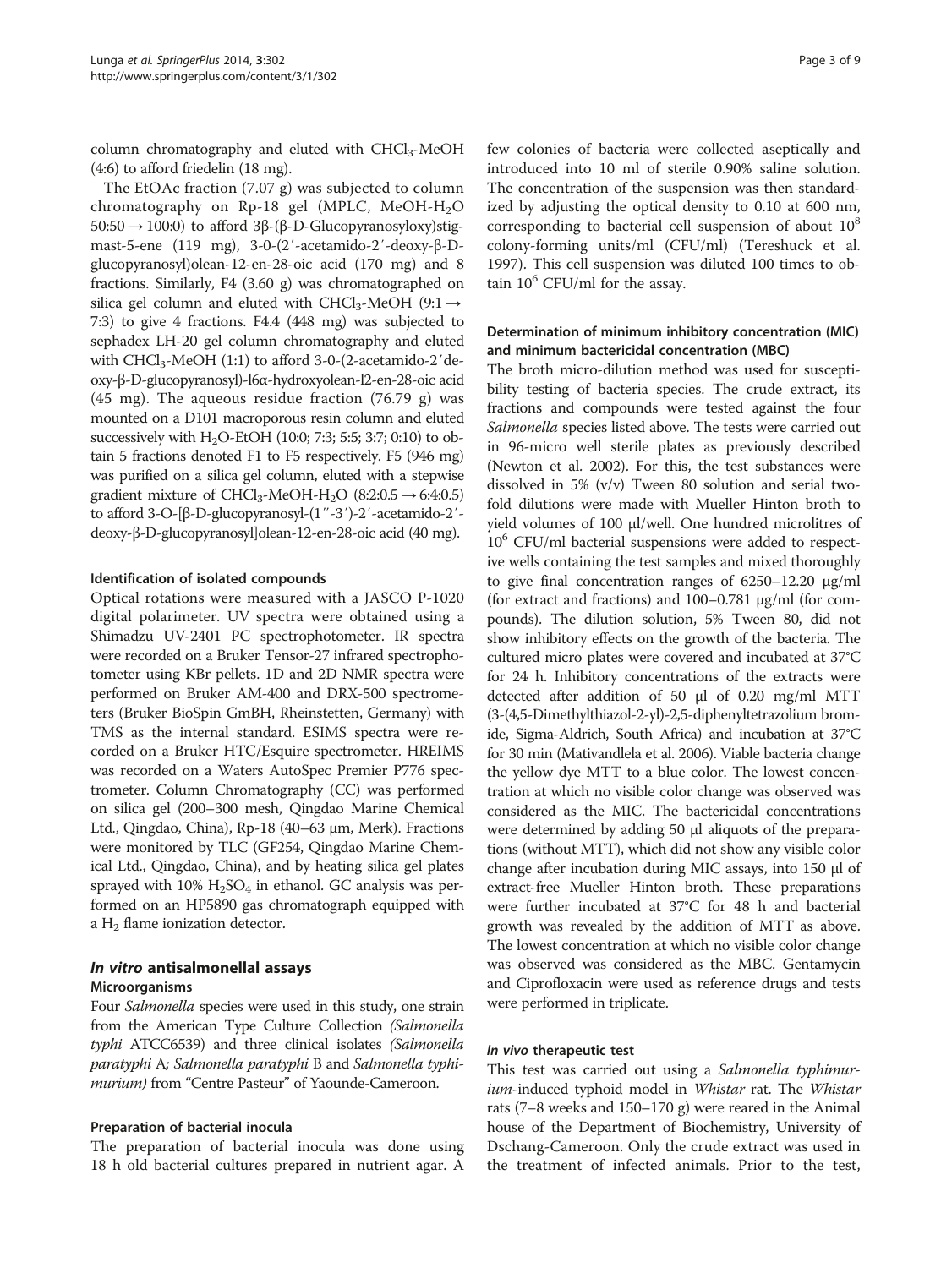column chromatography and eluted with $CHCl_3$-MeOH (4:6) to afford friedelin (18 mg).

The EtOAc fraction (7.07 g) was subjected to column chromatography on Rp-18 gel (MPLC, MeOH-$H_2O$ 50:50 → 100:0) to afford 3β-(β-D-Glucopyranosyloxy)stigmast-5-ene (119 mg), 3-0-(2′-acetamido-2′-deoxy-β-D-glucopyranosyl)olean-12-en-28-oic acid (170 mg) and 8 fractions. Similarly, F4 (3.60 g) was chromatographed on silica gel column and eluted with $CHCl_3$-MeOH (9:1 → 7:3) to give 4 fractions. F4.4 (448 mg) was subjected to sephadex LH-20 gel column chromatography and eluted with $CHCl_3$-MeOH (1:1) to afford 3-0-(2-acetamido-2′deoxy-β-D-glucopyranosyl)-l6α-hydroxyolean-l2-en-28-oic acid (45 mg). The aqueous residue fraction (76.79 g) was mounted on a D101 macroporous resin column and eluted successively with $H_2O$-EtOH (10:0; 7:3; 5:5; 3:7; 0:10) to obtain 5 fractions denoted F1 to F5 respectively. F5 (946 mg) was purified on a silica gel column, eluted with a stepwise gradient mixture of $CHCl_3$-MeOH-$H_2O$ (8:2:0.5 → 6:4:0.5) to afford 3-O-[β-D-glucopyranosyl-(1′′-3′)-2′-acetamido-2′-deoxy-β-D-glucopyranosyl]olean-12-en-28-oic acid (40 mg).

#### Identification of isolated compounds

Optical rotations were measured with a JASCO P-1020 digital polarimeter. UV spectra were obtained using a Shimadzu UV-2401 PC spectrophotometer. IR spectra were recorded on a Bruker Tensor-27 infrared spectrophotometer using KBr pellets. 1D and 2D NMR spectra were performed on Bruker AM-400 and DRX-500 spectrometers (Bruker BioSpin GmBH, Rheinstetten, Germany) with TMS as the internal standard. ESIMS spectra were recorded on a Bruker HTC/Esquire spectrometer. HREIMS was recorded on a Waters AutoSpec Premier P776 spectrometer. Column Chromatography (CC) was performed on silica gel (200–300 mesh, Qingdao Marine Chemical Ltd., Qingdao, China), Rp-18 (40–63 μm, Merk). Fractions were monitored by TLC (GF254, Qingdao Marine Chemical Ltd., Qingdao, China), and by heating silica gel plates sprayed with 10% $H_2SO_4$ in ethanol. GC analysis was performed on an HP5890 gas chromatograph equipped with a $H_2$ flame ionization detector.

### *In vitro* antisalmonellal assays

#### Microorganisms

Four *Salmonella* species were used in this study, one strain from the American Type Culture Collection (*Salmonella typhi* ATCC6539) and three clinical isolates (*Salmonella paratyphi* A; *Salmonella paratyphi* B and *Salmonella typhimurium*) from "Centre Pasteur" of Yaounde-Cameroon.

#### Preparation of bacterial inocula

The preparation of bacterial inocula was done using 18 h old bacterial cultures prepared in nutrient agar. A few colonies of bacteria were collected aseptically and introduced into 10 ml of sterile 0.90% saline solution. The concentration of the suspension was then standardized by adjusting the optical density to 0.10 at 600 nm, corresponding to bacterial cell suspension of about $10^8$ colony-forming units/ml (CFU/ml) (Tereshuck et al. 1997). This cell suspension was diluted 100 times to obtain $10^6$ CFU/ml for the assay.

#### Determination of minimum inhibitory concentration (MIC) and minimum bactericidal concentration (MBC)

The broth micro-dilution method was used for susceptibility testing of bacteria species. The crude extract, its fractions and compounds were tested against the four *Salmonella* species listed above. The tests were carried out in 96-micro well sterile plates as previously described (Newton et al. 2002). For this, the test substances were dissolved in 5% (v/v) Tween 80 solution and serial two-fold dilutions were made with Mueller Hinton broth to yield volumes of 100 μl/well. One hundred microlitres of $10^6$ CFU/ml bacterial suspensions were added to respective wells containing the test samples and mixed thoroughly to give final concentration ranges of 6250–12.20 μg/ml (for extract and fractions) and 100–0.781 μg/ml (for compounds). The dilution solution, 5% Tween 80, did not show inhibitory effects on the growth of the bacteria. The cultured micro plates were covered and incubated at 37°C for 24 h. Inhibitory concentrations of the extracts were detected after addition of 50 μl of 0.20 mg/ml MTT (3-(4,5-Dimethylthiazol-2-yl)-2,5-diphenyltetrazolium bromide, Sigma-Aldrich, South Africa) and incubation at 37°C for 30 min (Mativandlela et al. 2006). Viable bacteria change the yellow dye MTT to a blue color. The lowest concentration at which no visible color change was observed was considered as the MIC. The bactericidal concentrations were determined by adding 50 μl aliquots of the preparations (without MTT), which did not show any visible color change after incubation during MIC assays, into 150 μl of extract-free Mueller Hinton broth. These preparations were further incubated at 37°C for 48 h and bacterial growth was revealed by the addition of MTT as above. The lowest concentration at which no visible color change was observed was considered as the MBC. Gentamycin and Ciprofloxacin were used as reference drugs and tests were performed in triplicate.

### *In vivo* therapeutic test

This test was carried out using a *Salmonella typhimurium*-induced typhoid model in *Whistar* rat. The *Whistar* rats (7–8 weeks and 150–170 g) were reared in the Animal house of the Department of Biochemistry, University of Dschang-Cameroon. Only the crude extract was used in the treatment of infected animals. Prior to the test,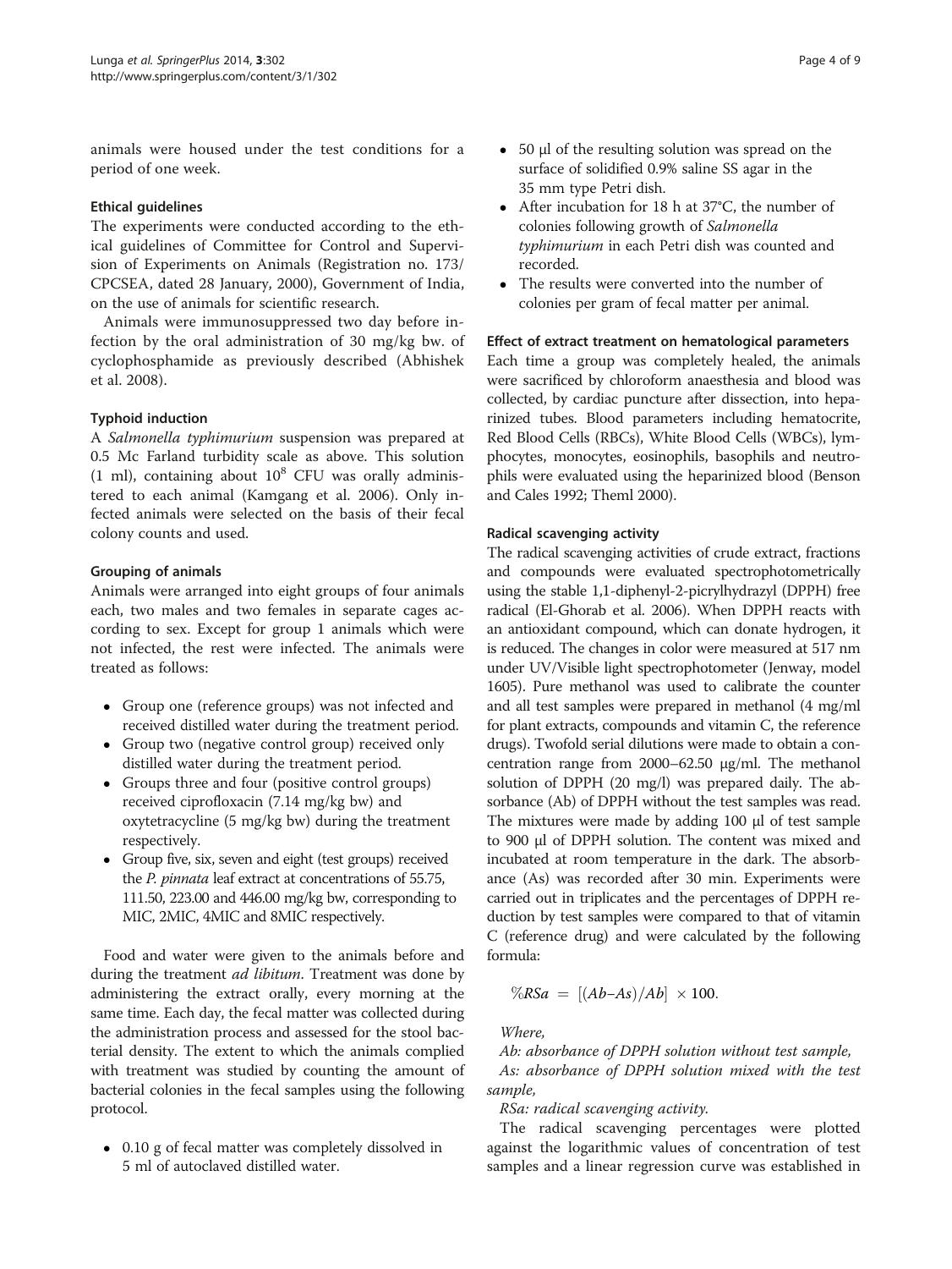animals were housed under the test conditions for a period of one week.

### Ethical guidelines

The experiments were conducted according to the ethical guidelines of Committee for Control and Supervision of Experiments on Animals (Registration no. 173/CPCSEA, dated 28 January, 2000), Government of India, on the use of animals for scientific research.

Animals were immunosuppressed two day before infection by the oral administration of 30 mg/kg bw. of cyclophosphamide as previously described (Abhishek et al. 2008).

### Typhoid induction

A *Salmonella typhimurium* suspension was prepared at 0.5 Mc Farland turbidity scale as above. This solution (1 ml), containing about $10^8$ CFU was orally administered to each animal (Kamgang et al. 2006). Only infected animals were selected on the basis of their fecal colony counts and used.

### Grouping of animals

Animals were arranged into eight groups of four animals each, two males and two females in separate cages according to sex. Except for group 1 animals which were not infected, the rest were infected. The animals were treated as follows:

- Group one (reference groups) was not infected and received distilled water during the treatment period.
- Group two (negative control group) received only distilled water during the treatment period.
- Groups three and four (positive control groups) received ciprofloxacin (7.14 mg/kg bw) and oxytetracycline (5 mg/kg bw) during the treatment respectively.
- Group five, six, seven and eight (test groups) received the *P. pinnata* leaf extract at concentrations of 55.75, 111.50, 223.00 and 446.00 mg/kg bw, corresponding to MIC, 2MIC, 4MIC and 8MIC respectively.

Food and water were given to the animals before and during the treatment *ad libitum*. Treatment was done by administering the extract orally, every morning at the same time. Each day, the fecal matter was collected during the administration process and assessed for the stool bacterial density. The extent to which the animals complied with treatment was studied by counting the amount of bacterial colonies in the fecal samples using the following protocol.

- 0.10 g of fecal matter was completely dissolved in 5 ml of autoclaved distilled water.
- 50 µl of the resulting solution was spread on the surface of solidified 0.9% saline SS agar in the 35 mm type Petri dish.
- After incubation for 18 h at 37°C, the number of colonies following growth of *Salmonella typhimurium* in each Petri dish was counted and recorded.
- The results were converted into the number of colonies per gram of fecal matter per animal.

### Effect of extract treatment on hematological parameters

Each time a group was completely healed, the animals were sacrificed by chloroform anaesthesia and blood was collected, by cardiac puncture after dissection, into heparinized tubes. Blood parameters including hematocrite, Red Blood Cells (RBCs), White Blood Cells (WBCs), lymphocytes, monocytes, eosinophils, basophils and neutrophils were evaluated using the heparinized blood (Benson and Cales 1992; Theml 2000).

### Radical scavenging activity

The radical scavenging activities of crude extract, fractions and compounds were evaluated spectrophotometrically using the stable 1,1-diphenyl-2-picrylhydrazyl (DPPH) free radical (El-Ghorab et al. 2006). When DPPH reacts with an antioxidant compound, which can donate hydrogen, it is reduced. The changes in color were measured at 517 nm under UV/Visible light spectrophotometer (Jenway, model 1605). Pure methanol was used to calibrate the counter and all test samples were prepared in methanol (4 mg/ml for plant extracts, compounds and vitamin C, the reference drugs). Twofold serial dilutions were made to obtain a concentration range from 2000–62.50 µg/ml. The methanol solution of DPPH (20 mg/l) was prepared daily. The absorbance (Ab) of DPPH without the test samples was read. The mixtures were made by adding 100 µl of test sample to 900 µl of DPPH solution. The content was mixed and incubated at room temperature in the dark. The absorbance (As) was recorded after 30 min. Experiments were carried out in triplicates and the percentages of DPPH reduction by test samples were compared to that of vitamin C (reference drug) and were calculated by the following formula:

$$\%RSa = [(Ab - As)/Ab] \times 100.$$

*Where,*

*Ab: absorbance of DPPH solution without test sample,*

*As: absorbance of DPPH solution mixed with the test sample,*

*RSa: radical scavenging activity.*

The radical scavenging percentages were plotted against the logarithmic values of concentration of test samples and a linear regression curve was established in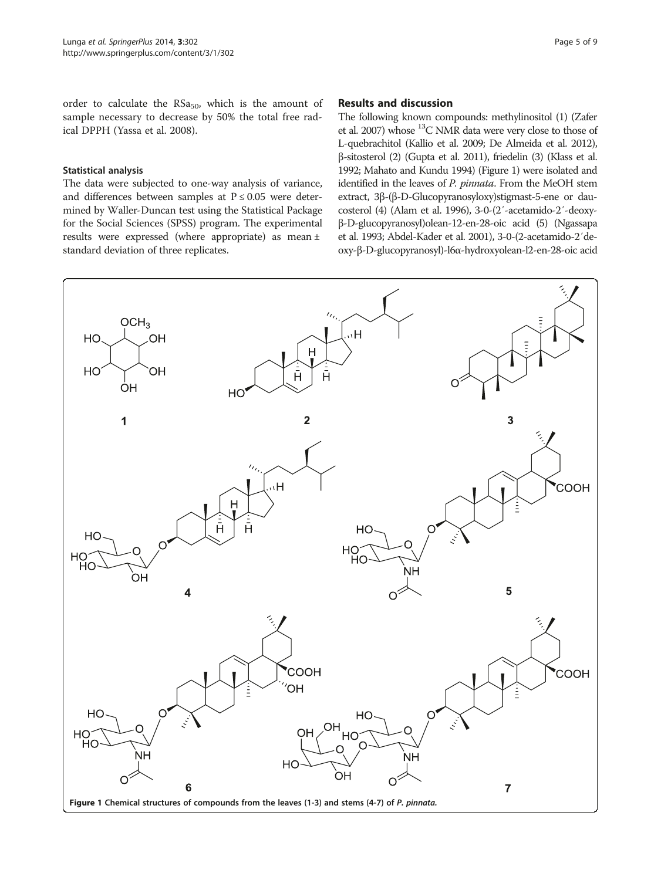order to calculate the $RSa_{50}$, which is the amount of sample necessary to decrease by 50% the total free radical DPPH (Yassa et al. 2008).

### Statistical analysis

The data were subjected to one-way analysis of variance, and differences between samples at $P \leq 0.05$ were determined by Waller-Duncan test using the Statistical Package for the Social Sciences (SPSS) program. The experimental results were expressed (where appropriate) as mean ± standard deviation of three replicates.

## Results and discussion

The following known compounds: methylinositol (1) (Zafer et al. 2007) whose $^{13}C$ NMR data were very close to those of L-quebrachitol (Kallio et al. 2009; De Almeida et al. 2012), β-sitosterol (2) (Gupta et al. 2011), friedelin (3) (Klass et al. 1992; Mahato and Kundu 1994) (Figure 1) were isolated and identified in the leaves of *P. pinnata*. From the MeOH stem extract, 3β-(β-D-Glucopyranosyloxy)stigmast-5-ene or daucosterol (4) (Alam et al. 1996), 3-0-(2′-acetamido-2′-deoxy-β-D-glucopyranosyl)olean-12-en-28-oic acid (5) (Ngassapa et al. 1993; Abdel-Kader et al. 2001), 3-0-(2-acetamido-2′deoxy-β-D-glucopyranosyl)-l6α-hydroxyolean-l2-en-28-oic acid

**Figure 1 Chemical structures of compounds from the leaves (1-3) and stems (4-7) of *P. pinnata*.**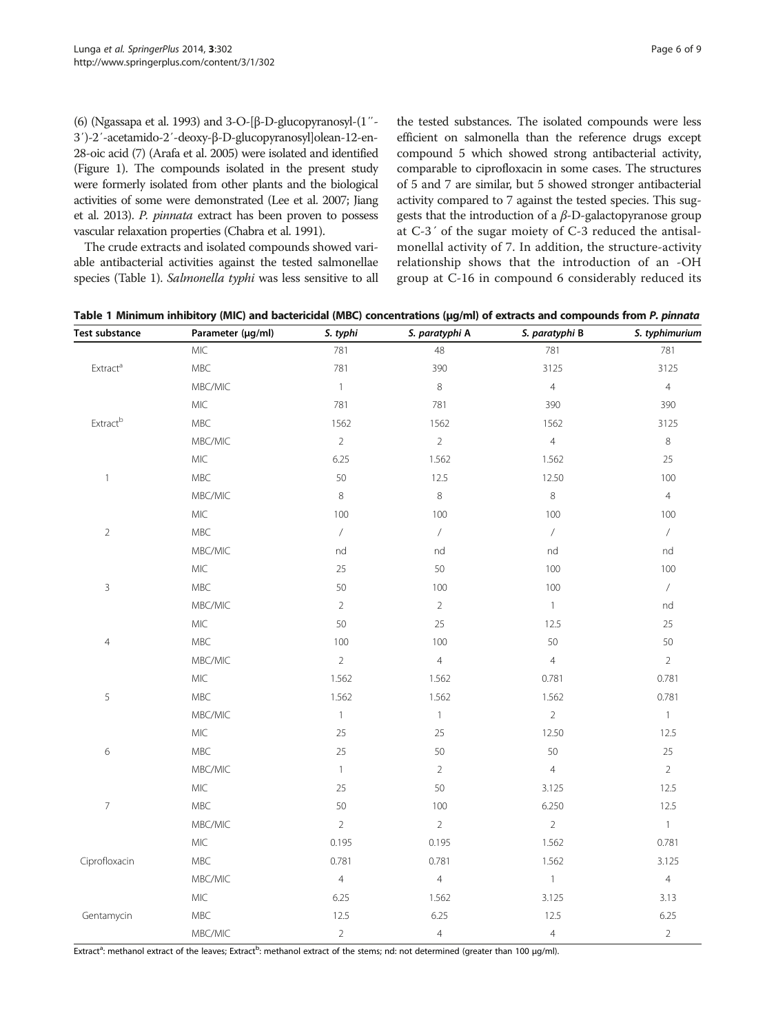(6) (Ngassapa et al. 1993) and 3-O-[β-D-glucopyranosyl-(1′′-3′)-2′-acetamido-2′-deoxy-β-D-glucopyranosyl]olean-12-en-28-oic acid (7) (Arafa et al. 2005) were isolated and identified (Figure 1). The compounds isolated in the present study were formerly isolated from other plants and the biological activities of some were demonstrated (Lee et al. 2007; Jiang et al. 2013). *P. pinnata* extract has been proven to possess vascular relaxation properties (Chabra et al. 1991).

The crude extracts and isolated compounds showed variable antibacterial activities against the tested salmonellae species (Table 1). *Salmonella typhi* was less sensitive to all the tested substances. The isolated compounds were less efficient on salmonella than the reference drugs except compound 5 which showed strong antibacterial activity, comparable to ciprofloxacin in some cases. The structures of 5 and 7 are similar, but 5 showed stronger antibacterial activity compared to 7 against the tested species. This suggests that the introduction of a *β*-D-galactopyranose group at C-3′ of the sugar moiety of C-3 reduced the antisalmonellal activity of 7. In addition, the structure-activity relationship shows that the introduction of an -OH group at C-16 in compound 6 considerably reduced its

**Table 1 Minimum inhibitory (MIC) and bactericidal (MBC) concentrations (μg/ml) of extracts and compounds from *P. pinnata***

| Test substance | Parameter (μg/ml) | *S. typhi* | *S. paratyphi* A | *S. paratyphi* B | *S. typhimurium* |
|---|---|---|---|---|---|
| | MIC | 781 | 48 | 781 | 781 |
| Extract[a] | MBC | 781 | 390 | 3125 | 3125 |
| | MBC/MIC | 1 | 8 | 4 | 4 |
| | MIC | 781 | 781 | 390 | 390 |
| Extract[b] | MBC | 1562 | 1562 | 1562 | 3125 |
| | MBC/MIC | 2 | 2 | 4 | 8 |
| | MIC | 6.25 | 1.562 | 1.562 | 25 |
| 1 | MBC | 50 | 12.5 | 12.50 | 100 |
| | MBC/MIC | 8 | 8 | 8 | 4 |
| | MIC | 100 | 100 | 100 | 100 |
| 2 | MBC | / | / | / | / |
| | MBC/MIC | nd | nd | nd | nd |
| | MIC | 25 | 50 | 100 | 100 |
| 3 | MBC | 50 | 100 | 100 | / |
| | MBC/MIC | 2 | 2 | 1 | nd |
| | MIC | 50 | 25 | 12.5 | 25 |
| 4 | MBC | 100 | 100 | 50 | 50 |
| | MBC/MIC | 2 | 4 | 4 | 2 |
| | MIC | 1.562 | 1.562 | 0.781 | 0.781 |
| 5 | MBC | 1.562 | 1.562 | 1.562 | 0.781 |
| | MBC/MIC | 1 | 1 | 2 | 1 |
| | MIC | 25 | 25 | 12.50 | 12.5 |
| 6 | MBC | 25 | 50 | 50 | 25 |
| | MBC/MIC | 1 | 2 | 4 | 2 |
| | MIC | 25 | 50 | 3.125 | 12.5 |
| 7 | MBC | 50 | 100 | 6.250 | 12.5 |
| | MBC/MIC | 2 | 2 | 2 | 1 |
| | MIC | 0.195 | 0.195 | 1.562 | 0.781 |
| Ciprofloxacin | MBC | 0.781 | 0.781 | 1.562 | 3.125 |
| | MBC/MIC | 4 | 4 | 1 | 4 |
| | MIC | 6.25 | 1.562 | 3.125 | 3.13 |
| Gentamycin | MBC | 12.5 | 6.25 | 12.5 | 6.25 |
| | MBC/MIC | 2 | 4 | 4 | 2 |

Extract[a]: methanol extract of the leaves; Extract[b]: methanol extract of the stems; nd: not determined (greater than 100 μg/ml).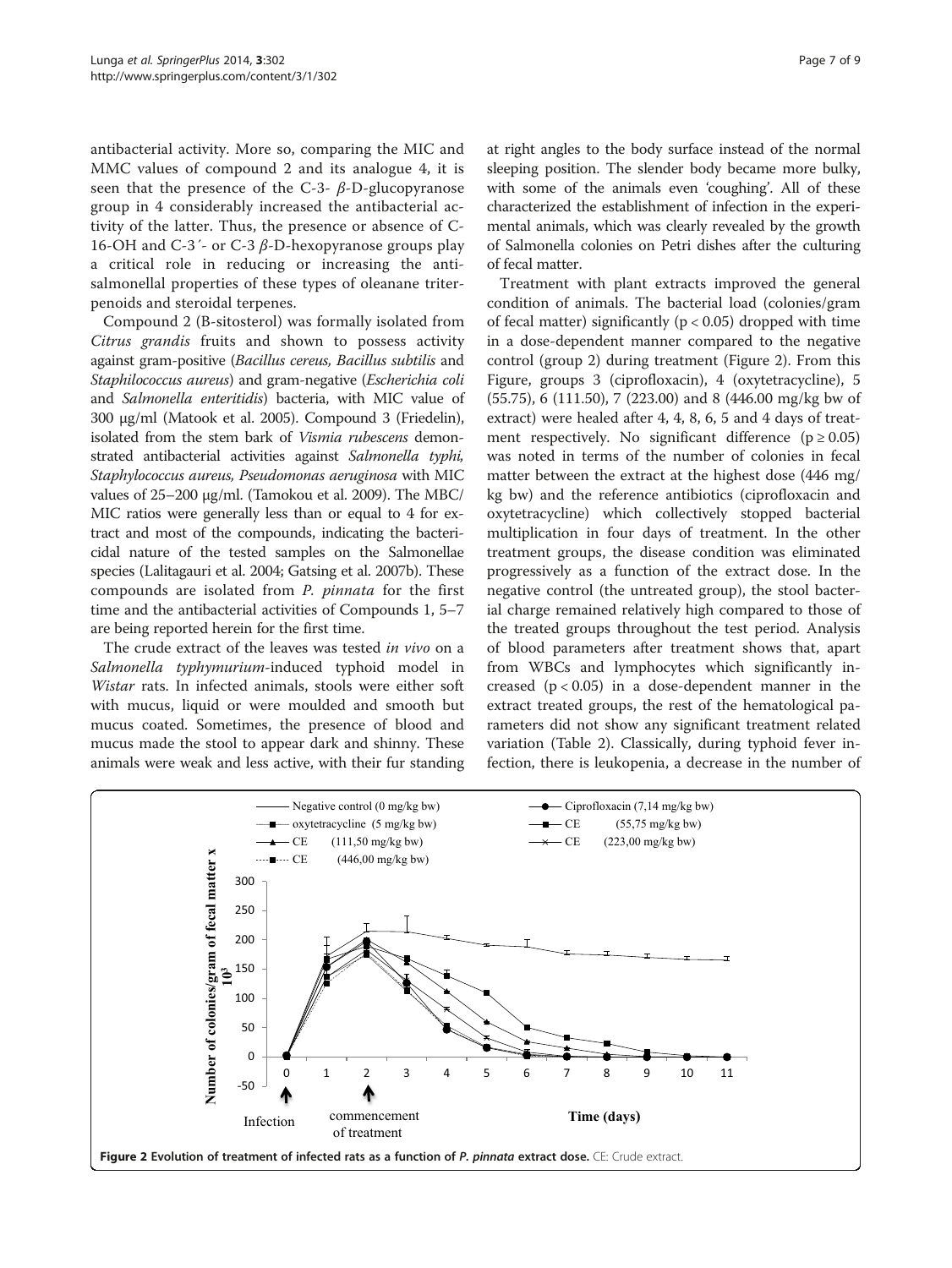antibacterial activity. More so, comparing the MIC and MMC values of compound 2 and its analogue 4, it is seen that the presence of the C-3- $\beta$-D-glucopyranose group in 4 considerably increased the antibacterial activity of the latter. Thus, the presence or absence of C-16-OH and C-3´- or C-3 $\beta$-D-hexopyranose groups play a critical role in reducing or increasing the anti-salmonellal properties of these types of oleanane triterpenoids and steroidal terpenes.

Compound 2 (B-sitosterol) was formally isolated from *Citrus grandis* fruits and shown to possess activity against gram-positive (*Bacillus cereus, Bacillus subtilis* and *Staphilococcus aureus*) and gram-negative (*Escherichia coli* and *Salmonella enteritidis*) bacteria, with MIC value of 300 µg/ml (Matook et al. 2005). Compound 3 (Friedelin), isolated from the stem bark of *Vismia rubescens* demonstrated antibacterial activities against *Salmonella typhi, Staphylococcus aureus, Pseudomonas aeruginosa* with MIC values of 25–200 µg/ml. (Tamokou et al. 2009). The MBC/MIC ratios were generally less than or equal to 4 for extract and most of the compounds, indicating the bactericidal nature of the tested samples on the Salmonellae species (Lalitagauri et al. 2004; Gatsing et al. 2007b). These compounds are isolated from *P. pinnata* for the first time and the antibacterial activities of Compounds 1, 5–7 are being reported herein for the first time.

The crude extract of the leaves was tested *in vivo* on a *Salmonella typhymurium*-induced typhoid model in *Wistar* rats. In infected animals, stools were either soft with mucus, liquid or were moulded and smooth but mucus coated. Sometimes, the presence of blood and mucus made the stool to appear dark and shinny. These animals were weak and less active, with their fur standing at right angles to the body surface instead of the normal sleeping position. The slender body became more bulky, with some of the animals even 'coughing'. All of these characterized the establishment of infection in the experimental animals, which was clearly revealed by the growth of Salmonella colonies on Petri dishes after the culturing of fecal matter.

Treatment with plant extracts improved the general condition of animals. The bacterial load (colonies/gram of fecal matter) significantly ($p < 0.05$) dropped with time in a dose-dependent manner compared to the negative control (group 2) during treatment (Figure 2). From this Figure, groups 3 (ciprofloxacin), 4 (oxytetracycline), 5 (55.75), 6 (111.50), 7 (223.00) and 8 (446.00 mg/kg bw of extract) were healed after 4, 4, 8, 6, 5 and 4 days of treatment respectively. No significant difference ($p \geq 0.05$) was noted in terms of the number of colonies in fecal matter between the extract at the highest dose (446 mg/kg bw) and the reference antibiotics (ciprofloxacin and oxytetracycline) which collectively stopped bacterial multiplication in four days of treatment. In the other treatment groups, the disease condition was eliminated progressively as a function of the extract dose. In the negative control (the untreated group), the stool bacterial charge remained relatively high compared to those of the treated groups throughout the test period. Analysis of blood parameters after treatment shows that, apart from WBCs and lymphocytes which significantly increased ($p < 0.05$) in a dose-dependent manner in the extract treated groups, the rest of the hematological parameters did not show any significant treatment related variation (Table 2). Classically, during typhoid fever infection, there is leukopenia, a decrease in the number of

**Figure 2 Evolution of treatment of infected rats as a function of *P. pinnata* extract dose.** CE: Crude extract.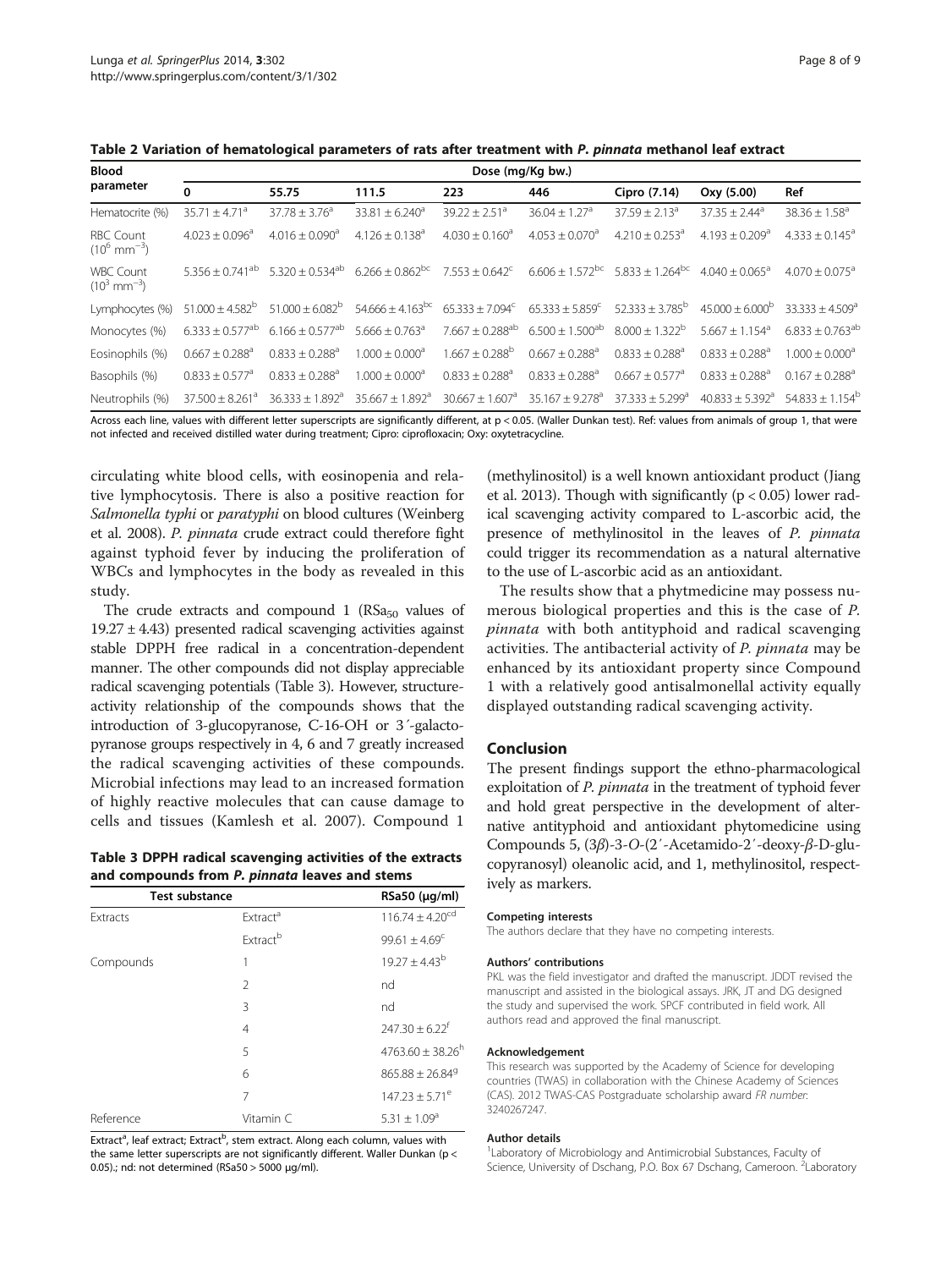**Table 2 Variation of hematological parameters of rats after treatment with *P. pinnata* methanol leaf extract**

| Blood parameter | Dose (mg/Kg bw.) | | | | | | | |
|---|---|---|---|---|---|---|---|---|
| | 0 | 55.75 | 111.5 | 223 | 446 | Cipro (7.14) | Oxy (5.00) | Ref |
| Hematocrite (%) | 35.71 ± 4.71[a] | 37.78 ± 3.76[a] | 33.81 ± 6.240[a] | 39.22 ± 2.51[a] | 36.04 ± 1.27[a] | 37.59 ± 2.13[a] | 37.35 ± 2.44[a] | 38.36 ± 1.58[a] |
| RBC Count ($10^6$ mm$^{-3}$) | 4.023 ± 0.096[a] | 4.016 ± 0.090[a] | 4.126 ± 0.138[a] | 4.030 ± 0.160[a] | 4.053 ± 0.070[a] | 4.210 ± 0.253[a] | 4.193 ± 0.209[a] | 4.333 ± 0.145[a] |
| WBC Count ($10^3$ mm$^{-3}$) | 5.356 ± 0.741[ab] | 5.320 ± 0.534[ab] | 6.266 ± 0.862[bc] | 7.553 ± 0.642[c] | 6.606 ± 1.572[bc] | 5.833 ± 1.264[bc] | 4.040 ± 0.065[a] | 4.070 ± 0.075[a] |
| Lymphocytes (%) | 51.000 ± 4.582[b] | 51.000 ± 6.082[b] | 54.666 ± 4.163[bc] | 65.333 ± 7.094[c] | 65.333 ± 5.859[c] | 52.333 ± 3.785[b] | 45.000 ± 6.000[b] | 33.333 ± 4.509[a] |
| Monocytes (%) | 6.333 ± 0.577[ab] | 6.166 ± 0.577[ab] | 5.666 ± 0.763[a] | 7.667 ± 0.288[ab] | 6.500 ± 1.500[ab] | 8.000 ± 1.322[b] | 5.667 ± 1.154[a] | 6.833 ± 0.763[ab] |
| Eosinophils (%) | 0.667 ± 0.288[a] | 0.833 ± 0.288[a] | 1.000 ± 0.000[a] | 1.667 ± 0.288[b] | 0.667 ± 0.288[a] | 0.833 ± 0.288[a] | 0.833 ± 0.288[a] | 1.000 ± 0.000[a] |
| Basophils (%) | 0.833 ± 0.577[a] | 0.833 ± 0.288[a] | 1.000 ± 0.000[a] | 0.833 ± 0.288[a] | 0.833 ± 0.288[a] | 0.667 ± 0.577[a] | 0.833 ± 0.288[a] | 0.167 ± 0.288[a] |
| Neutrophils (%) | 37.500 ± 8.261[a] | 36.333 ± 1.892[a] | 35.667 ± 1.892[a] | 30.667 ± 1.607[a] | 35.167 ± 9.278[a] | 37.333 ± 5.299[a] | 40.833 ± 5.392[a] | 54.833 ± 1.154[b] |

Across each line, values with different letter superscripts are significantly different, at $p < 0.05$. (Waller Dunkan test). Ref: values from animals of group 1, that were not infected and received distilled water during treatment; Cipro: ciprofloxacin; Oxy: oxytetracycline.

circulating white blood cells, with eosinopenia and relative lymphocytosis. There is also a positive reaction for *Salmonella typhi* or *paratyphi* on blood cultures (Weinberg et al. 2008). *P. pinnata* crude extract could therefore fight against typhoid fever by inducing the proliferation of WBCs and lymphocytes in the body as revealed in this study.

The crude extracts and compound 1 ($RSa_{50}$ values of 19.27 ± 4.43) presented radical scavenging activities against stable DPPH free radical in a concentration-dependent manner. The other compounds did not display appreciable radical scavenging potentials (Table 3). However, structure-activity relationship of the compounds shows that the introduction of 3-glucopyranose, C-16-OH or 3′-galactopyranose groups respectively in 4, 6 and 7 greatly increased the radical scavenging activities of these compounds. Microbial infections may lead to an increased formation of highly reactive molecules that can cause damage to cells and tissues (Kamlesh et al. 2007). Compound 1

**Table 3 DPPH radical scavenging activities of the extracts and compounds from *P. pinnata* leaves and stems**

| Test substance | | RSa50 (µg/ml) |
|---|---|---|
| Extracts | Extract[a] | 116.74 ± 4.20[cd] |
| | Extract[b] | 99.61 ± 4.69[c] |
| Compounds | 1 | 19.27 ± 4.43[b] |
| | 2 | nd |
| | 3 | nd |
| | 4 | 247.30 ± 6.22[f] |
| | 5 | 4763.60 ± 38.26[h] |
| | 6 | 865.88 ± 26.84[g] |
| | 7 | 147.23 ± 5.71[e] |
| Reference | Vitamin C | 5.31 ± 1.09[a] |

Extract[a], leaf extract; Extract[b], stem extract. Along each column, values with the same letter superscripts are not significantly different. Waller Dunkan ($p < 0.05$).; nd: not determined (RSa50 > 5000 µg/ml).

(methylinositol) is a well known antioxidant product (Jiang et al. 2013). Though with significantly ($p < 0.05$) lower radical scavenging activity compared to L-ascorbic acid, the presence of methylinositol in the leaves of *P. pinnata* could trigger its recommendation as a natural alternative to the use of L-ascorbic acid as an antioxidant.

The results show that a phytmedicine may possess numerous biological properties and this is the case of *P. pinnata* with both antityphoid and radical scavenging activities. The antibacterial activity of *P. pinnata* may be enhanced by its antioxidant property since Compound 1 with a relatively good antisalmonellal activity equally displayed outstanding radical scavenging activity.

## Conclusion

The present findings support the ethno-pharmacological exploitation of *P. pinnata* in the treatment of typhoid fever and hold great perspective in the development of alternative antityphoid and antioxidant phytomedicine using Compounds 5, (3*β*)-3-*O*-(2′-Acetamido-2′-deoxy-*β*-D-glucopyranosyl) oleanolic acid, and 1, methylinositol, respectively as markers.

#### Competing interests

The authors declare that they have no competing interests.

#### Authors' contributions

PKL was the field investigator and drafted the manuscript. JDDT revised the manuscript and assisted in the biological assays. JRK, JT and DG designed the study and supervised the work. SPCF contributed in field work. All authors read and approved the final manuscript.

#### Acknowledgement

This research was supported by the Academy of Science for developing countries (TWAS) in collaboration with the Chinese Academy of Sciences (CAS). 2012 TWAS-CAS Postgraduate scholarship award *FR number*: 3240267247.

#### Author details

[1]Laboratory of Microbiology and Antimicrobial Substances, Faculty of Science, University of Dschang, P.O. Box 67 Dschang, Cameroon. [2]Laboratory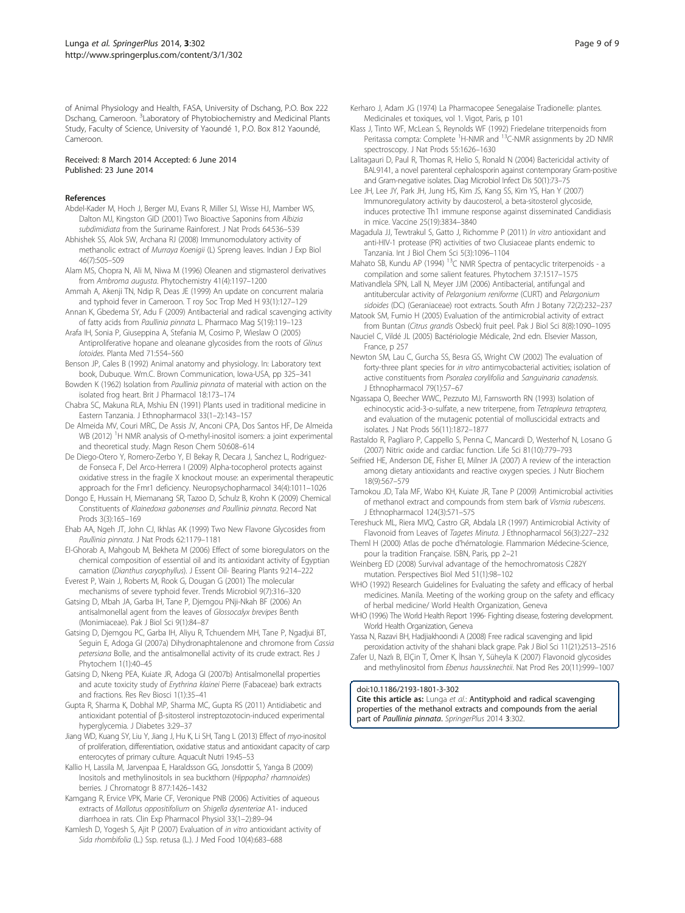of Animal Physiology and Health, FASA, University of Dschang, P.O. Box 222 Dschang, Cameroon. [3]Laboratory of Phytobiochemistry and Medicinal Plants Study, Faculty of Science, University of Yaoundé 1, P.O. Box 812 Yaoundé, Cameroon.

Received: 8 March 2014 Accepted: 6 June 2014
Published: 23 June 2014

## References

Abdel-Kader M, Hoch J, Berger MJ, Evans R, Miller SJ, Wisse HJ, Mamber WS, Dalton MJ, Kingston GID (2001) Two Bioactive Saponins from *Albizia subdimidiata* from the Suriname Rainforest. J Nat Prods 64:536–539

Abhishek SS, Alok SW, Archana RJ (2008) Immunomodulatory activity of methanolic extract of *Murraya Koenigii* (L) Spreng leaves. Indian J Exp Biol 46(7):505–509

Alam MS, Chopra N, Ali M, Niwa M (1996) Oleanen and stigmasterol derivatives from *Ambroma augusta*. Phytochemistry 41(4):1197–1200

Ammah A, Akenji TN, Ndip R, Deas JE (1999) An update on concurrent malaria and typhoid fever in Cameroon. T roy Soc Trop Med H 93(1):127–129

Annan K, Gbedema SY, Adu F (2009) Antibacterial and radical scavenging activity of fatty acids from *Paullinia pinnata* L. Pharmaco Mag 5(19):119–123

Arafa IH, Sonia P, Giuseppina A, Stefania M, Cosimo P, Wieslaw O (2005) Antiproliferative hopane and oleanane glycosides from the roots of *Glinus lotoides*. Planta Med 71:554–560

Benson JP, Cales B (1992) Animal anatomy and physiology. In: Laboratory text book, Dubuque. Wm.C. Brown Communication, Iowa-USA, pp 325–341

Bowden K (1962) Isolation from *Paullinia pinnata* of material with action on the isolated frog heart. Brit J Pharmacol 18:173–174

Chabra SC, Makuna RLA, Mshiu EN (1991) Plants used in traditional medicine in Eastern Tanzania. J Ethnopharmacol 33(1–2):143–157

De Almeida MV, Couri MRC, De Assis JV, Anconi CPA, Dos Santos HF, De Almeida WB (2012) [1]H NMR analysis of O-methyl-inositol isomers: a joint experimental and theoretical study. Magn Reson Chem 50:608–614

De Diego-Otero Y, Romero-Zerbo Y, El Bekay R, Decara J, Sanchez L, Rodriguez-de Fonseca F, Del Arco-Herrera I (2009) Alpha-tocopherol protects against oxidative stress in the fragile X knockout mouse: an experimental therapeutic approach for the Fmr1 deficiency. Neuropsychopharmacol 34(4):1011–1026

Dongo E, Hussain H, Miemanang SR, Tazoo D, Schulz B, Krohn K (2009) Chemical Constituents of *Klainedoxa gabonenses and Paullinia pinnata*. Record Nat Prods 3(3):165–169

Ehab AA, Ngeh JT, John CJ, Ikhlas AK (1999) Two New Flavone Glycosides from *Paullinia pinnata*. J Nat Prods 62:1179–1181

El-Ghorab A, Mahgoub M, Bekheta M (2006) Effect of some bioregulators on the chemical composition of essential oil and its antioxidant activity of Egyptian carnation (*Dianthus caryophyllus*). J Essent Oil- Bearing Plants 9:214–222

Everest P, Wain J, Roberts M, Rook G, Dougan G (2001) The molecular mechanisms of severe typhoid fever. Trends Microbiol 9(7):316–320

Gatsing D, Mbah JA, Garba IH, Tane P, Djemgou PNji-Nkah BF (2006) An antisalmonellal agent from the leaves of *Glossocalyx brevipes* Benth (Monimiaceae). Pak J Biol Sci 9(1):84–87

Gatsing D, Djemgou PC, Garba IH, Aliyu R, Tchuendem MH, Tane P, Ngadjui BT, Seguin E, Adoga GI (2007a) Dihydronaphtalenone and chromone from *Cassia petersiana* Bolle, and the antisalmonellal activity of its crude extract. Res J Phytochem 1(1):40–45

Gatsing D, Nkeng PEA, Kuiate JR, Adoga GI (2007b) Antisalmonellal properties and acute toxicity study of *Erythrina klainei* Pierre (Fabaceae) bark extracts and fractions. Res Rev Biosci 1(1):35–41

Gupta R, Sharma K, Dobhal MP, Sharma MC, Gupta RS (2011) Antidiabetic and antioxidant potential of β-sitosterol instreptozotocin-induced experimental hyperglycemia. J Diabetes 3:29–37

Jiang WD, Kuang SY, Liu Y, Jiang J, Hu K, Li SH, Tang L (2013) Effect of *myo*-inositol of proliferation, differentiation, oxidative status and antioxidant capacity of carp enterocytes of primary culture. Aquacult Nutri 19:45–53

Kallio H, Lassila M, Jarvenpaa E, Haraldsson GG, Jonsdottir S, Yanga B (2009) Inositols and methylinositols in sea buckthorn (*Hippopha? rhamnoides*) berries. J Chromatogr B 877:1426–1432

Kamgang R, Ervice VPK, Marie CF, Veronique PNB (2006) Activities of aqueous extracts of *Mallotus oppositifolium* on *Shigella dysenteriae* A1- induced diarrhoea in rats. Clin Exp Pharmacol Physiol 33(1–2):89–94

Kamlesh D, Yogesh S, Ajit P (2007) Evaluation of *in vitro* antioxidant activity of *Sida rhombifolia* (L.) Ssp. retusa (L.). J Med Food 10(4):683–688

Kerharo J, Adam JG (1974) La Pharmacopee Senegalaise Tradionelle: plantes. Medicinales et toxiques, vol 1. Vigot, Paris, p 101

Klass J, Tinto WF, McLean S, Reynolds WF (1992) Friedelane triterpenoids from Peritassa compta: Complete [1]H-NMR and [13]C-NMR assignments by 2D NMR spectroscopy. J Nat Prods 55:1626–1630

Lalitagauri D, Paul R, Thomas R, Helio S, Ronald N (2004) Bactericidal activity of BAL9141, a novel parenteral cephalosporin against contemporary Gram-positive and Gram-negative isolates. Diag Microbiol Infect Dis 50(1):73–75

Lee JH, Lee JY, Park JH, Jung HS, Kim JS, Kang SS, Kim YS, Han Y (2007) Immunoregulatory activity by daucosterol, a beta-sitosterol glycoside, induces protective Th1 immune response against disseminated Candidiasis in mice. Vaccine 25(19):3834–3840

Magadula JJ, Tewtrakul S, Gatto J, Richomme P (2011) *In vitro* antioxidant and anti-HIV-1 protease (PR) activities of two Clusiaceae plants endemic to Tanzania. Int J Biol Chem Sci 5(3):1096–1104

Mahato SB, Kundu AP (1994) [13]C NMR Spectra of pentacyclic triterpenoids - a compilation and some salient features. Phytochem 37:1517–1575

Mativandlela SPN, Lall N, Meyer JJM (2006) Antibacterial, antifungal and antitubercular activity of *Pelargonium reniforme* (CURT) and *Pelargonium sidoides* (DC) (Geraniaceae) root extracts. South Afrn J Botany 72(2):232–237

Matook SM, Fumio H (2005) Evaluation of the antimicrobial activity of extract from Buntan (*Citrus grandis* Osbeck) fruit peel. Pak J Biol Sci 8(8):1090–1095

Nauciel C, Vildé JL (2005) Bactériologie Médicale, 2nd edn. Elsevier Masson, France, p 257

Newton SM, Lau C, Gurcha SS, Besra GS, Wright CW (2002) The evaluation of forty-three plant species for *in vitro* antimycobacterial activities; isolation of active constituents from *Psoralea corylifolia* and *Sanguinaria canadensis*. J Ethnopharmacol 79(1):57–67

Ngassapa O, Beecher WWC, Pezzuto MJ, Farnsworth RN (1993) Isolation of echinocystic acid-3-o-sulfate, a new triterpene, from *Tetrapleura tetraptera*, and evaluation of the mutagenic potential of molluscicidal extracts and isolates. J Nat Prods 56(11):1872–1877

Rastaldo R, Pagliaro P, Cappello S, Penna C, Mancardi D, Westerhof N, Losano G (2007) Nitric oxide and cardiac function. Life Sci 81(10):779–793

Seifried HE, Anderson DE, Fisher EI, Milner JA (2007) A review of the interaction among dietary antioxidants and reactive oxygen species. J Nutr Biochem 18(9):567–579

Tamokou JD, Tala MF, Wabo KH, Kuiate JR, Tane P (2009) Antimicrobial activities of methanol extract and compounds from stem bark of *Vismia rubescens*. J Ethnopharmacol 124(3):571–575

Tereshuck ML, Riera MVQ, Castro GR, Abdala LR (1997) Antimicrobial Activity of Flavonoid from Leaves of *Tagetes Minuta*. J Ethnopharmacol 56(3):227–232

Theml H (2000) Atlas de poche d'hématologie. Flammarion Médecine-Science, pour la tradition Française. ISBN, Paris, pp 2–21

Weinberg ED (2008) Survival advantage of the hemochromatosis C282Y mutation. Perspectives Biol Med 51(1):98–102

WHO (1992) Research Guidelines for Evaluating the safety and efficacy of herbal medicines. Manila. Meeting of the working group on the safety and efficacy of herbal medicine/ World Health Organization, Geneva

WHO (1996) The World Health Report 1996- Fighting disease, fostering development. World Health Organization, Geneva

Yassa N, Razavi BH, Hadjiakhoondi A (2008) Free radical scavenging and lipid peroxidation activity of the shahani black grape. Pak J Biol Sci 11(21):2513–2516

Zafer U, Nazlı B, ElÇin T, Ömer K, İhsan Y, Süheyla K (2007) Flavonoid glycosides and methylinositol from *Ebenus haussknechtii*. Nat Prod Res 20(11):999–1007

doi:10.1186/2193-1801-3-302

**Cite this article as:** Lunga *et al.*: **Antityphoid and radical scavenging properties of the methanol extracts and compounds from the aerial part of *Paullinia pinnata*.** *SpringerPlus* 2014 **3**:302.